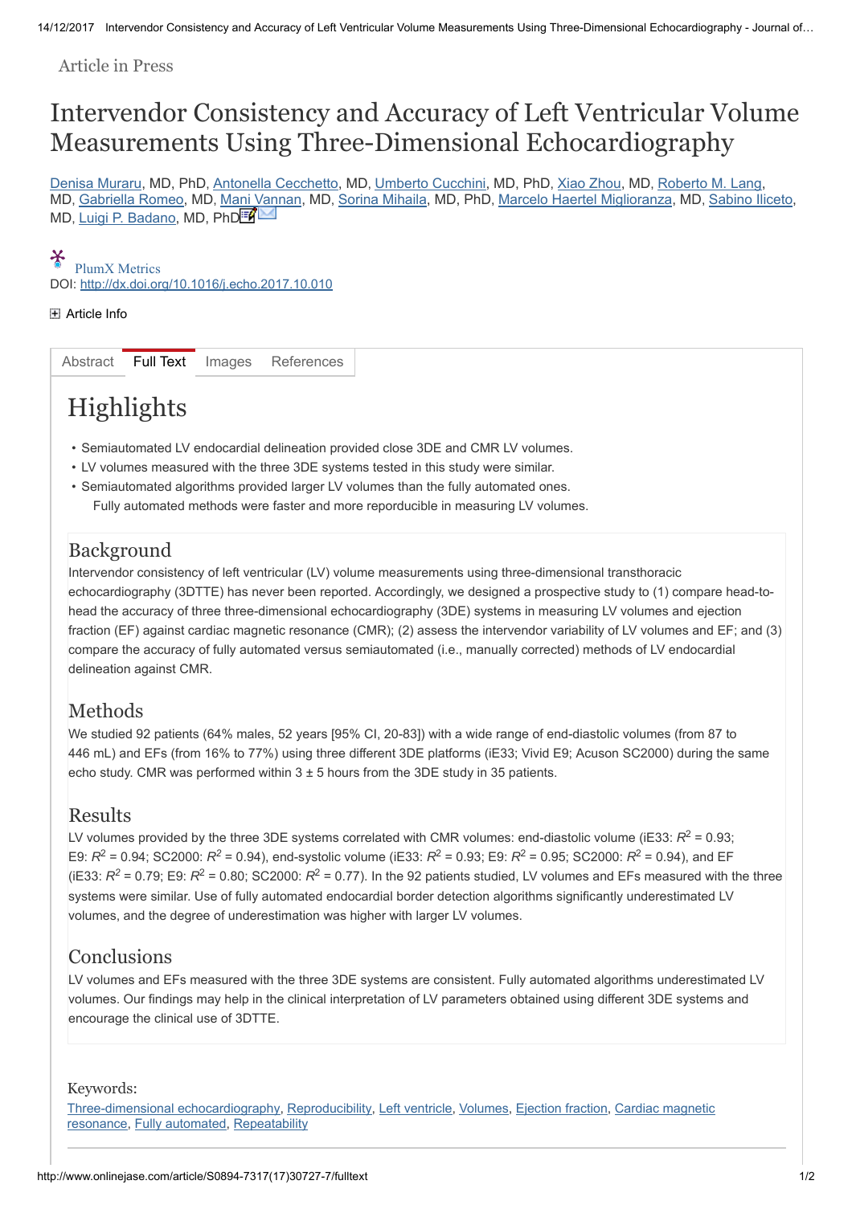Article in Press

# Intervendor Consistency and Accuracy of Left Ventricular Volume Measurements Using Three-Dimensional Echocardiography

Denisa Muraru, MD, PhD, Antonella Cecchetto, MD, Umberto Cucchini, MD, PhD, Xiao Zhou, MD, Roberto M. Lang, MD, Gabriella Romeo, MD, Mani Vannan, MD, Sorina Mihaila, MD, PhD, Marcelo Haertel Miglioranza, MD, Sabino Iliceto, MD, Luigi P. Badano, MD, PhD

PlumX Metrics

DOI: http://dx.doi.org/10.1016/j.echo.2017.10.010

Article Info

Abstract | Full Text | Images | References

## Highlights

- Semiautomated LV endocardial delineation provided close 3DE and CMR LV volumes.
- LV volumes measured with the three 3DE systems tested in this study were similar.
- Semiautomated algorithms provided larger LV volumes than the fully automated ones. Fully automated methods were faster and more reporducible in measuring LV volumes.

### Background

Intervendor consistency of left ventricular (LV) volume measurements using three-dimensional transthoracic echocardiography (3DTTE) has never been reported. Accordingly, we designed a prospective study to (1) compare head-to-head the accuracy of three three-dimensional echocardiography (3DE) systems in measuring LV volumes and ejection fraction (EF) against cardiac magnetic resonance (CMR); (2) assess the intervendor variability of LV volumes and EF; and (3) compare the accuracy of fully automated versus semiautomated (i.e., manually corrected) methods of LV endocardial delineation against CMR.

### Methods

We studied 92 patients (64% males, 52 years [95% CI, 20-83]) with a wide range of end-diastolic volumes (from 87 to 446 mL) and EFs (from 16% to 77%) using three different 3DE platforms (iE33; Vivid E9; Acuson SC2000) during the same echo study. CMR was performed within 3 ± 5 hours from the 3DE study in 35 patients.

### Results

LV volumes provided by the three 3DE systems correlated with CMR volumes: end-diastolic volume (iE33: $R^2$ = 0.93; E9: $R^2$ = 0.94; SC2000: $R^2$ = 0.94), end-systolic volume (iE33: $R^2$ = 0.93; E9: $R^2$ = 0.95; SC2000: $R^2$ = 0.94), and EF (iE33: $R^2$ = 0.79; E9: $R^2$ = 0.80; SC2000: $R^2$ = 0.77). In the 92 patients studied, LV volumes and EFs measured with the three systems were similar. Use of fully automated endocardial border detection algorithms significantly underestimated LV volumes, and the degree of underestimation was higher with larger LV volumes.

### Conclusions

LV volumes and EFs measured with the three 3DE systems are consistent. Fully automated algorithms underestimated LV volumes. Our findings may help in the clinical interpretation of LV parameters obtained using different 3DE systems and encourage the clinical use of 3DTTE.

Keywords:

Three-dimensional echocardiography, Reproducibility, Left ventricle, Volumes, Ejection fraction, Cardiac magnetic resonance, Fully automated, Repeatability